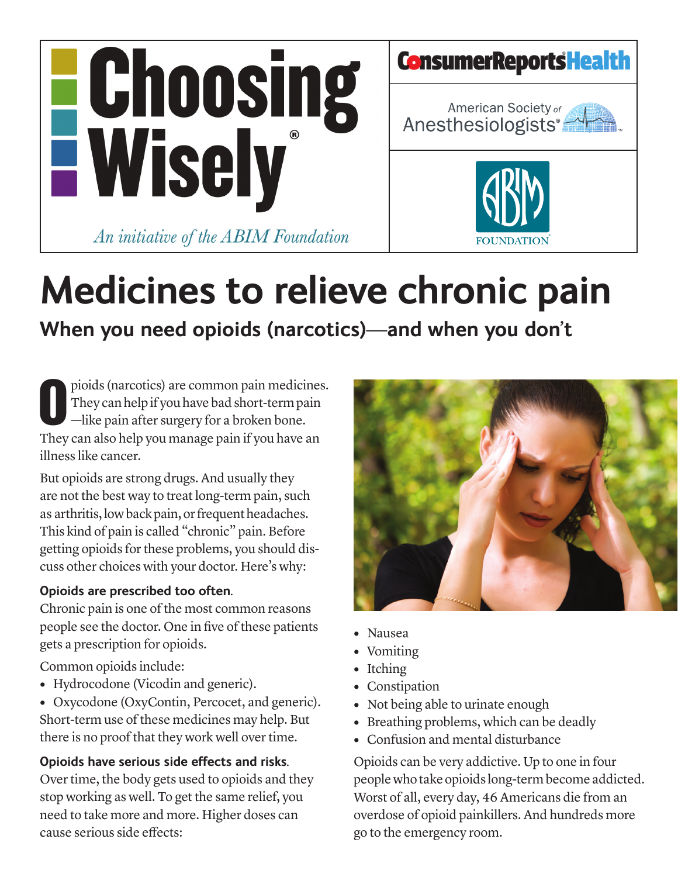# Medicines to relieve chronic pain

## When you need opioids (narcotics)—and when you don't

Opioids (narcotics) are common pain medicines. They can help if you have bad short-term pain—like pain after surgery for a broken bone. They can also help you manage pain if you have an illness like cancer.

But opioids are strong drugs. And usually they are not the best way to treat long-term pain, such as arthritis, low back pain, or frequent headaches. This kind of pain is called "chronic" pain. Before getting opioids for these problems, you should discuss other choices with your doctor. Here's why:

**Opioids are prescribed too often.**
Chronic pain is one of the most common reasons people see the doctor. One in five of these patients gets a prescription for opioids.

Common opioids include:

- Hydrocodone (Vicodin and generic).
- Oxycodone (OxyContin, Percocet, and generic).

Short-term use of these medicines may help. But there is no proof that they work well over time.

**Opioids have serious side effects and risks.**
Over time, the body gets used to opioids and they stop working as well. To get the same relief, you need to take more and more. Higher doses can cause serious side effects:

- Nausea
- Vomiting
- Itching
- Constipation
- Not being able to urinate enough
- Breathing problems, which can be deadly
- Confusion and mental disturbance

Opioids can be very addictive. Up to one in four people who take opioids long-term become addicted. Worst of all, every day, 46 Americans die from an overdose of opioid painkillers. And hundreds more go to the emergency room.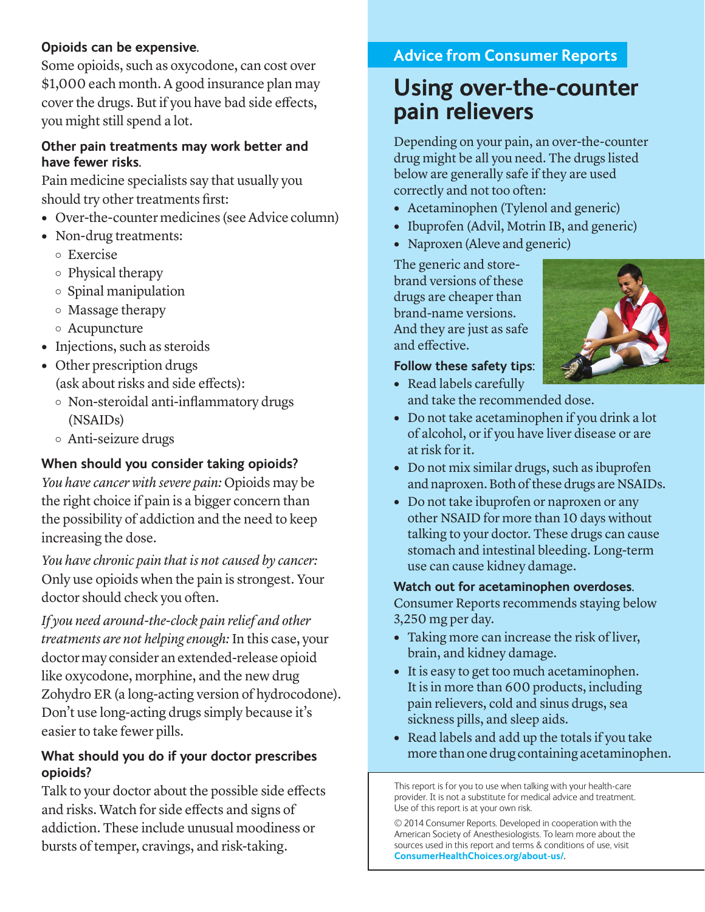**Opioids can be expensive**.

Some opioids, such as oxycodone, can cost over $1,000 each month. A good insurance plan may cover the drugs. But if you have bad side effects, you might still spend a lot.

**Other pain treatments may work better and have fewer risks**.

Pain medicine specialists say that usually you should try other treatments first:

- Over-the-counter medicines (see Advice column)
- Non-drug treatments:
  - Exercise
  - Physical therapy
  - Spinal manipulation
  - Massage therapy
  - Acupuncture
- Injections, such as steroids
- Other prescription drugs (ask about risks and side effects):
  - Non-steroidal anti-inflammatory drugs (NSAIDs)
  - Anti-seizure drugs

**When should you consider taking opioids?**

*You have cancer with severe pain:* Opioids may be the right choice if pain is a bigger concern than the possibility of addiction and the need to keep increasing the dose.

*You have chronic pain that is not caused by cancer:* Only use opioids when the pain is strongest. Your doctor should check you often.

*If you need around-the-clock pain relief and other treatments are not helping enough:* In this case, your doctor may consider an extended-release opioid like oxycodone, morphine, and the new drug Zohydro ER (a long-acting version of hydrocodone). Don't use long-acting drugs simply because it's easier to take fewer pills.

**What should you do if your doctor prescribes opioids?**

Talk to your doctor about the possible side effects and risks. Watch for side effects and signs of addiction. These include unusual moodiness or bursts of temper, cravings, and risk-taking.

**Advice from Consumer Reports**

## Using over-the-counter pain relievers

Depending on your pain, an over-the-counter drug might be all you need. The drugs listed below are generally safe if they are used correctly and not too often:

- Acetaminophen (Tylenol and generic)
- Ibuprofen (Advil, Motrin IB, and generic)
- Naproxen (Aleve and generic)

The generic and store-brand versions of these drugs are cheaper than brand-name versions. And they are just as safe and effective.

**Follow these safety tips**:

- Read labels carefully and take the recommended dose.
- Do not take acetaminophen if you drink a lot of alcohol, or if you have liver disease or are at risk for it.
- Do not mix similar drugs, such as ibuprofen and naproxen. Both of these drugs are NSAIDs.
- Do not take ibuprofen or naproxen or any other NSAID for more than 10 days without talking to your doctor. These drugs can cause stomach and intestinal bleeding. Long-term use can cause kidney damage.

**Watch out for acetaminophen overdoses**.

Consumer Reports recommends staying below 3,250 mg per day.

- Taking more can increase the risk of liver, brain, and kidney damage.
- It is easy to get too much acetaminophen. It is in more than 600 products, including pain relievers, cold and sinus drugs, sea sickness pills, and sleep aids.
- Read labels and add up the totals if you take more than one drug containing acetaminophen.

This report is for you to use when talking with your health-care provider. It is not a substitute for medical advice and treatment. Use of this report is at your own risk.

© 2014 Consumer Reports. Developed in cooperation with the American Society of Anesthesiologists. To learn more about the sources used in this report and terms & conditions of use, visit **ConsumerHealthChoices.org/about-us/**.